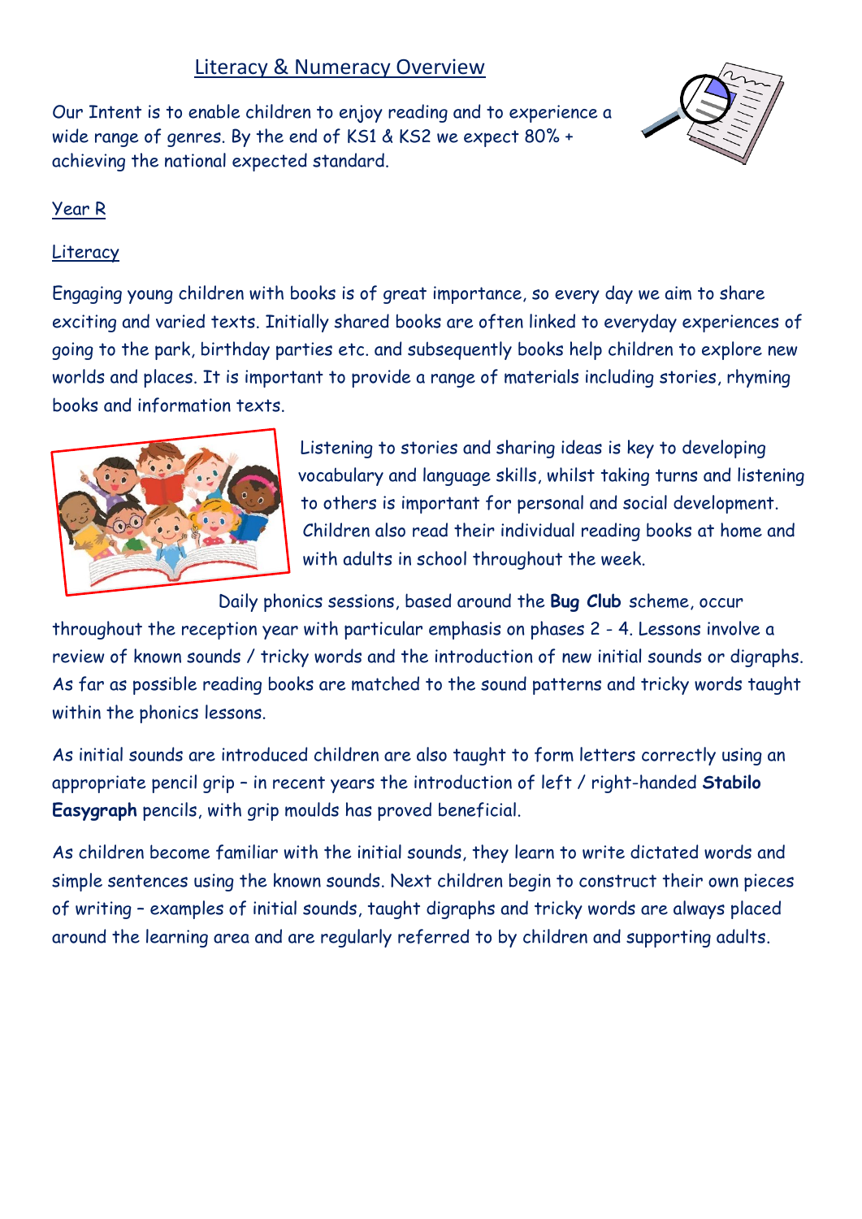# Literacy & Numeracy Overview

Our Intent is to enable children to enjoy reading and to experience a wide range of genres. By the end of KS1 & KS2 we expect 80% + achieving the national expected standard.

## Year R

### Literacy

Engaging young children with books is of great importance, so every day we aim to share exciting and varied texts. Initially shared books are often linked to everyday experiences of going to the park, birthday parties etc. and subsequently books help children to explore new worlds and places. It is important to provide a range of materials including stories, rhyming books and information texts.

Listening to stories and sharing ideas is key to developing vocabulary and language skills, whilst taking turns and listening to others is important for personal and social development. Children also read their individual reading books at home and with adults in school throughout the week.

Daily phonics sessions, based around the **Bug Club** scheme, occur throughout the reception year with particular emphasis on phases 2 - 4. Lessons involve a review of known sounds / tricky words and the introduction of new initial sounds or digraphs. As far as possible reading books are matched to the sound patterns and tricky words taught within the phonics lessons.

As initial sounds are introduced children are also taught to form letters correctly using an appropriate pencil grip – in recent years the introduction of left / right-handed **Stabilo Easygraph** pencils, with grip moulds has proved beneficial.

As children become familiar with the initial sounds, they learn to write dictated words and simple sentences using the known sounds. Next children begin to construct their own pieces of writing – examples of initial sounds, taught digraphs and tricky words are always placed around the learning area and are regularly referred to by children and supporting adults.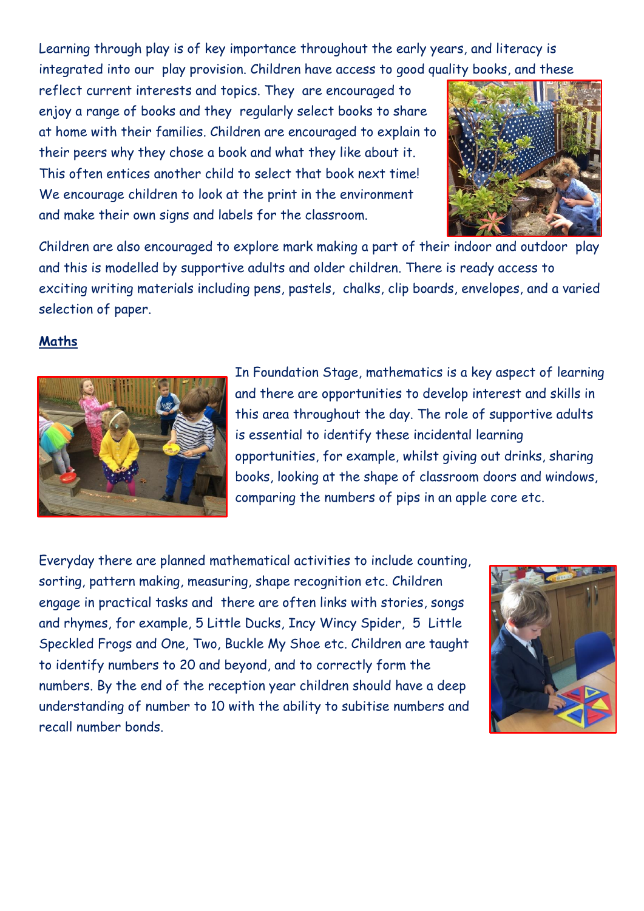Learning through play is of key importance throughout the early years, and literacy is integrated into our play provision. Children have access to good quality books, and these reflect current interests and topics. They are encouraged to enjoy a range of books and they regularly select books to share at home with their families. Children are encouraged to explain to their peers why they chose a book and what they like about it. This often entices another child to select that book next time! We encourage children to look at the print in the environment and make their own signs and labels for the classroom.

Children are also encouraged to explore mark making a part of their indoor and outdoor play and this is modelled by supportive adults and older children. There is ready access to exciting writing materials including pens, pastels, chalks, clip boards, envelopes, and a varied selection of paper.

## Maths

In Foundation Stage, mathematics is a key aspect of learning and there are opportunities to develop interest and skills in this area throughout the day. The role of supportive adults is essential to identify these incidental learning opportunities, for example, whilst giving out drinks, sharing books, looking at the shape of classroom doors and windows, comparing the numbers of pips in an apple core etc.

Everyday there are planned mathematical activities to include counting, sorting, pattern making, measuring, shape recognition etc. Children engage in practical tasks and there are often links with stories, songs and rhymes, for example, 5 Little Ducks, Incy Wincy Spider, 5 Little Speckled Frogs and One, Two, Buckle My Shoe etc. Children are taught to identify numbers to 20 and beyond, and to correctly form the numbers. By the end of the reception year children should have a deep understanding of number to 10 with the ability to subitise numbers and recall number bonds.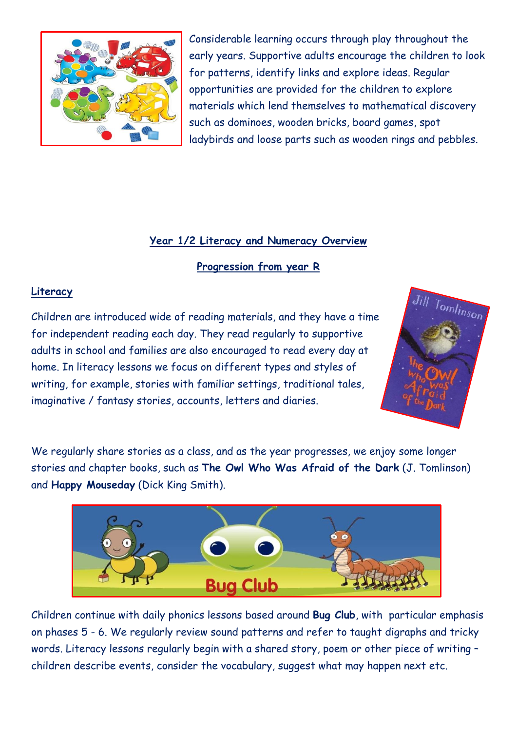Considerable learning occurs through play throughout the early years. Supportive adults encourage the children to look for patterns, identify links and explore ideas. Regular opportunities are provided for the children to explore materials which lend themselves to mathematical discovery such as dominoes, wooden bricks, board games, spot ladybirds and loose parts such as wooden rings and pebbles.

## Year 1/2 Literacy and Numeracy Overview

### Progression from year R

### Literacy

Children are introduced wide of reading materials, and they have a time for independent reading each day. They read regularly to supportive adults in school and families are also encouraged to read every day at home. In literacy lessons we focus on different types and styles of writing, for example, stories with familiar settings, traditional tales, imaginative / fantasy stories, accounts, letters and diaries.

We regularly share stories as a class, and as the year progresses, we enjoy some longer stories and chapter books, such as **The Owl Who Was Afraid of the Dark** (J. Tomlinson) and **Happy Mouseday** (Dick King Smith).

Children continue with daily phonics lessons based around **Bug Club**, with particular emphasis on phases 5 - 6. We regularly review sound patterns and refer to taught digraphs and tricky words. Literacy lessons regularly begin with a shared story, poem or other piece of writing – children describe events, consider the vocabulary, suggest what may happen next etc.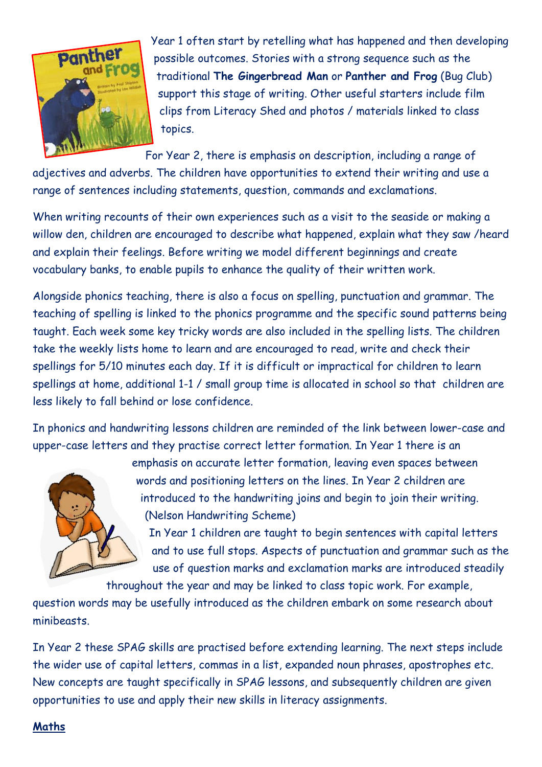Year 1 often start by retelling what has happened and then developing possible outcomes. Stories with a strong sequence such as the traditional **The Gingerbread Man** or **Panther and Frog** (Bug Club) support this stage of writing. Other useful starters include film clips from Literacy Shed and photos / materials linked to class topics.

For Year 2, there is emphasis on description, including a range of adjectives and adverbs. The children have opportunities to extend their writing and use a range of sentences including statements, question, commands and exclamations.

When writing recounts of their own experiences such as a visit to the seaside or making a willow den, children are encouraged to describe what happened, explain what they saw /heard and explain their feelings. Before writing we model different beginnings and create vocabulary banks, to enable pupils to enhance the quality of their written work.

Alongside phonics teaching, there is also a focus on spelling, punctuation and grammar. The teaching of spelling is linked to the phonics programme and the specific sound patterns being taught. Each week some key tricky words are also included in the spelling lists. The children take the weekly lists home to learn and are encouraged to read, write and check their spellings for 5/10 minutes each day. If it is difficult or impractical for children to learn spellings at home, additional 1-1 / small group time is allocated in school so that children are less likely to fall behind or lose confidence.

In phonics and handwriting lessons children are reminded of the link between lower-case and upper-case letters and they practise correct letter formation. In Year 1 there is an emphasis on accurate letter formation, leaving even spaces between words and positioning letters on the lines. In Year 2 children are introduced to the handwriting joins and begin to join their writing. (Nelson Handwriting Scheme)

In Year 1 children are taught to begin sentences with capital letters and to use full stops. Aspects of punctuation and grammar such as the use of question marks and exclamation marks are introduced steadily throughout the year and may be linked to class topic work. For example, question words may be usefully introduced as the children embark on some research about minibeasts.

In Year 2 these SPAG skills are practised before extending learning. The next steps include the wider use of capital letters, commas in a list, expanded noun phrases, apostrophes etc. New concepts are taught specifically in SPAG lessons, and subsequently children are given opportunities to use and apply their new skills in literacy assignments.

## Maths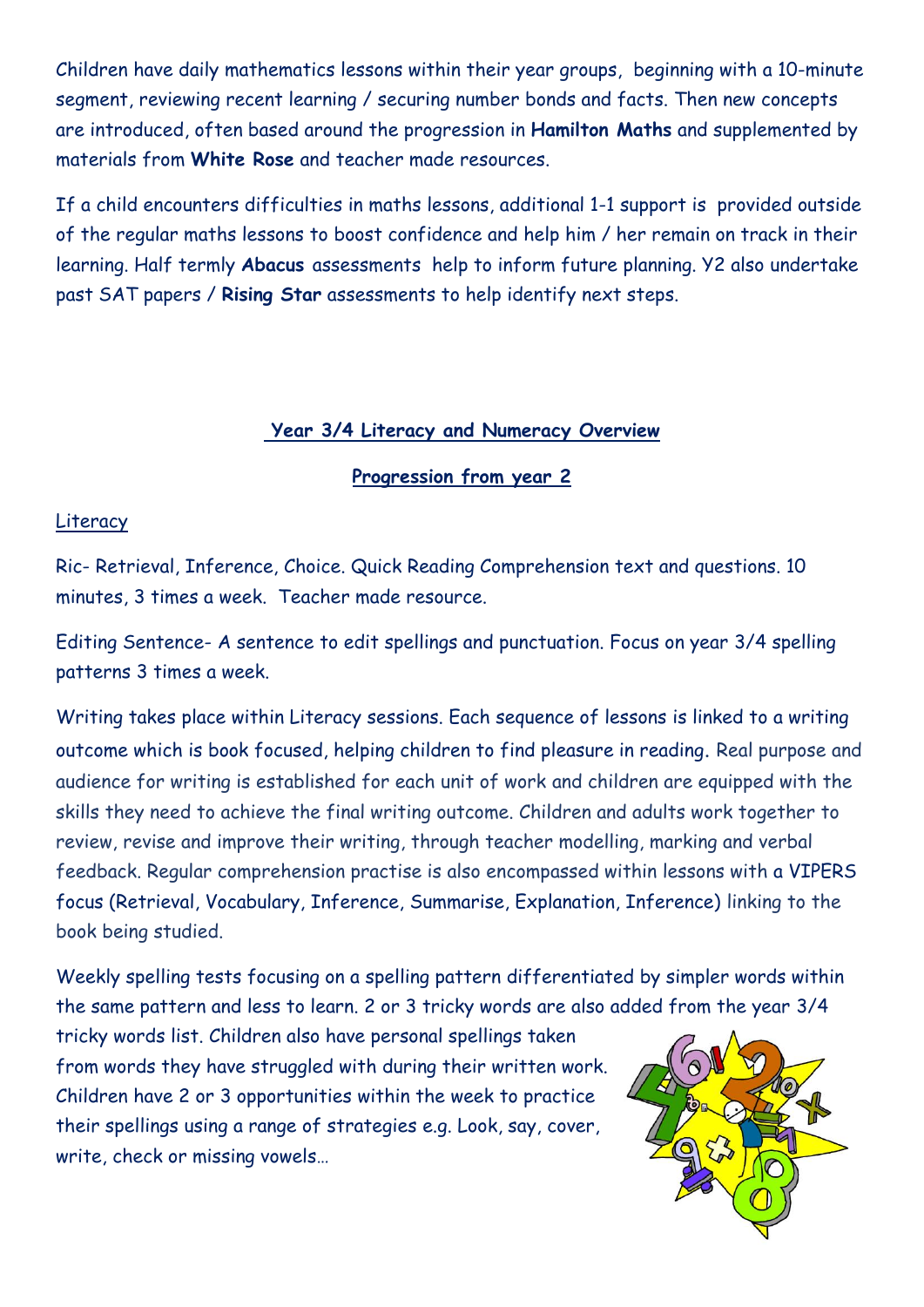Children have daily mathematics lessons within their year groups, beginning with a 10-minute segment, reviewing recent learning / securing number bonds and facts. Then new concepts are introduced, often based around the progression in **Hamilton Maths** and supplemented by materials from **White Rose** and teacher made resources.

If a child encounters difficulties in maths lessons, additional 1-1 support is provided outside of the regular maths lessons to boost confidence and help him / her remain on track in their learning. Half termly **Abacus** assessments help to inform future planning. Y2 also undertake past SAT papers / **Rising Star** assessments to help identify next steps.

## Year 3/4 Literacy and Numeracy Overview

### Progression from year 2

Literacy

Ric- Retrieval, Inference, Choice. Quick Reading Comprehension text and questions. 10 minutes, 3 times a week. Teacher made resource.

Editing Sentence- A sentence to edit spellings and punctuation. Focus on year 3/4 spelling patterns 3 times a week.

Writing takes place within Literacy sessions. Each sequence of lessons is linked to a writing outcome which is book focused, helping children to find pleasure in reading. Real purpose and audience for writing is established for each unit of work and children are equipped with the skills they need to achieve the final writing outcome. Children and adults work together to review, revise and improve their writing, through teacher modelling, marking and verbal feedback. Regular comprehension practise is also encompassed within lessons with a VIPERS focus (Retrieval, Vocabulary, Inference, Summarise, Explanation, Inference) linking to the book being studied.

Weekly spelling tests focusing on a spelling pattern differentiated by simpler words within the same pattern and less to learn. 2 or 3 tricky words are also added from the year 3/4 tricky words list. Children also have personal spellings taken from words they have struggled with during their written work. Children have 2 or 3 opportunities within the week to practice their spellings using a range of strategies e.g. Look, say, cover, write, check or missing vowels…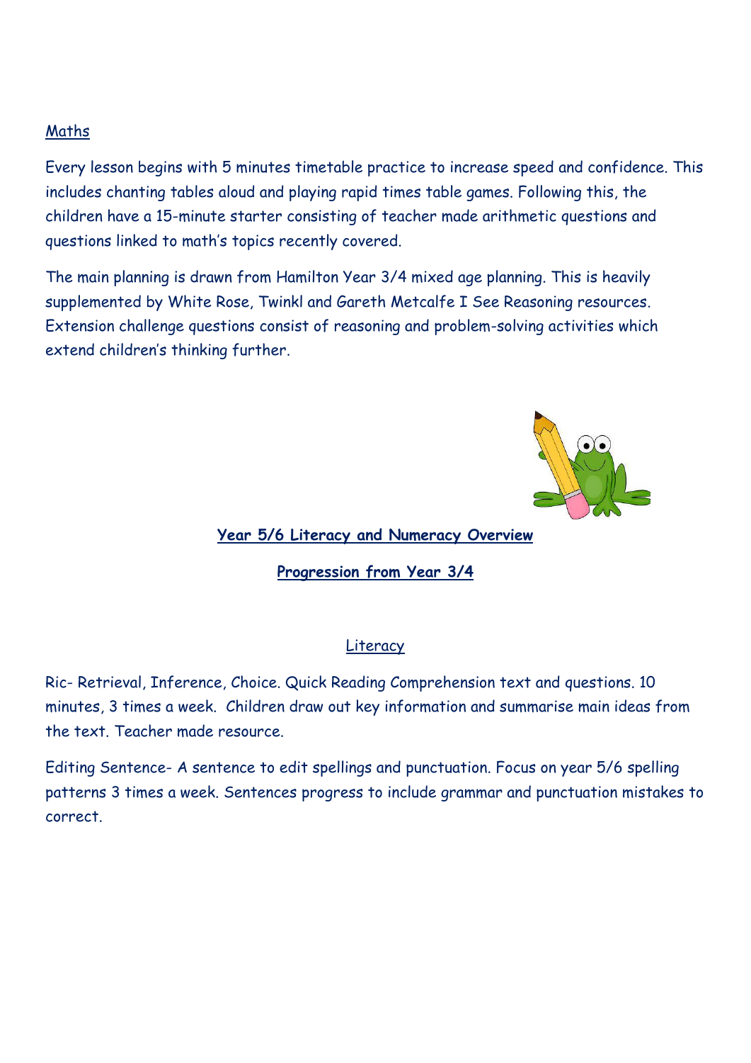## Maths

Every lesson begins with 5 minutes timetable practice to increase speed and confidence. This includes chanting tables aloud and playing rapid times table games. Following this, the children have a 15-minute starter consisting of teacher made arithmetic questions and questions linked to math's topics recently covered.

The main planning is drawn from Hamilton Year 3/4 mixed age planning. This is heavily supplemented by White Rose, Twinkl and Gareth Metcalfe I See Reasoning resources. Extension challenge questions consist of reasoning and problem-solving activities which extend children's thinking further.

# Year 5/6 Literacy and Numeracy Overview

## Progression from Year 3/4

## Literacy

Ric- Retrieval, Inference, Choice. Quick Reading Comprehension text and questions. 10 minutes, 3 times a week. Children draw out key information and summarise main ideas from the text. Teacher made resource.

Editing Sentence- A sentence to edit spellings and punctuation. Focus on year 5/6 spelling patterns 3 times a week. Sentences progress to include grammar and punctuation mistakes to correct.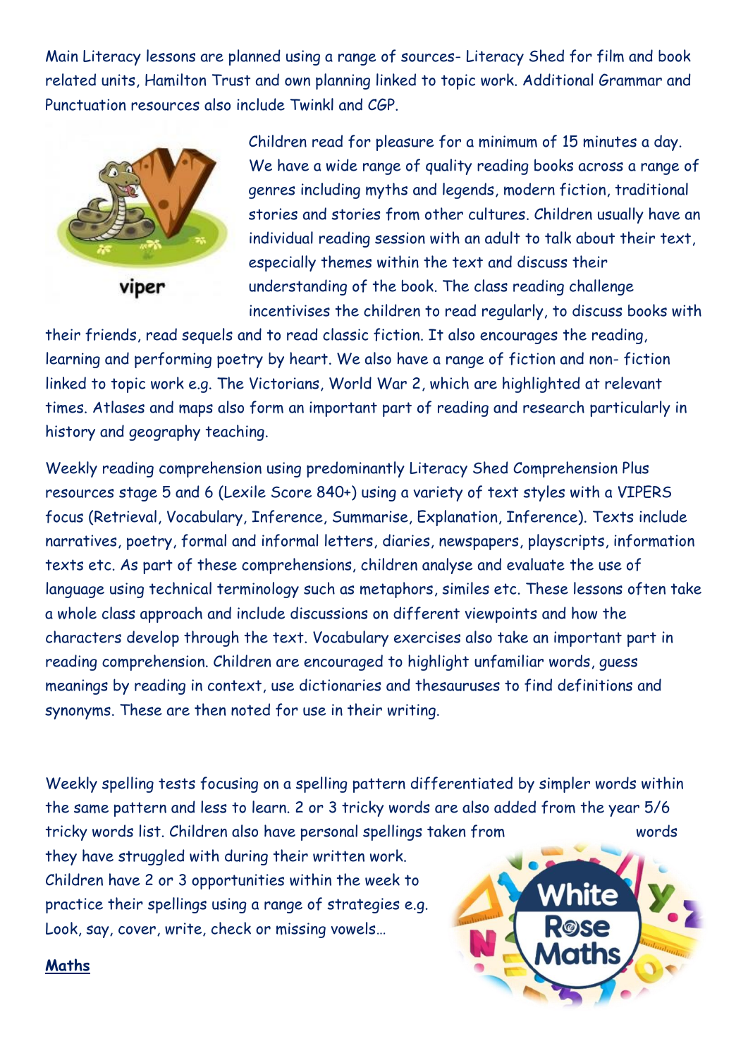Main Literacy lessons are planned using a range of sources- Literacy Shed for film and book related units, Hamilton Trust and own planning linked to topic work. Additional Grammar and Punctuation resources also include Twinkl and CGP.

viper

Children read for pleasure for a minimum of 15 minutes a day. We have a wide range of quality reading books across a range of genres including myths and legends, modern fiction, traditional stories and stories from other cultures. Children usually have an individual reading session with an adult to talk about their text, especially themes within the text and discuss their understanding of the book. The class reading challenge incentivises the children to read regularly, to discuss books with their friends, read sequels and to read classic fiction. It also encourages the reading, learning and performing poetry by heart. We also have a range of fiction and non- fiction linked to topic work e.g. The Victorians, World War 2, which are highlighted at relevant times. Atlases and maps also form an important part of reading and research particularly in history and geography teaching.

Weekly reading comprehension using predominantly Literacy Shed Comprehension Plus resources stage 5 and 6 (Lexile Score 840+) using a variety of text styles with a VIPERS focus (Retrieval, Vocabulary, Inference, Summarise, Explanation, Inference). Texts include narratives, poetry, formal and informal letters, diaries, newspapers, playscripts, information texts etc. As part of these comprehensions, children analyse and evaluate the use of language using technical terminology such as metaphors, similes etc. These lessons often take a whole class approach and include discussions on different viewpoints and how the characters develop through the text. Vocabulary exercises also take an important part in reading comprehension. Children are encouraged to highlight unfamiliar words, guess meanings by reading in context, use dictionaries and thesauruses to find definitions and synonyms. These are then noted for use in their writing.

Weekly spelling tests focusing on a spelling pattern differentiated by simpler words within the same pattern and less to learn. 2 or 3 tricky words are also added from the year 5/6 tricky words list. Children also have personal spellings taken from words they have struggled with during their written work. Children have 2 or 3 opportunities within the week to practice their spellings using a range of strategies e.g. Look, say, cover, write, check or missing vowels…

White Rose Maths

**Maths**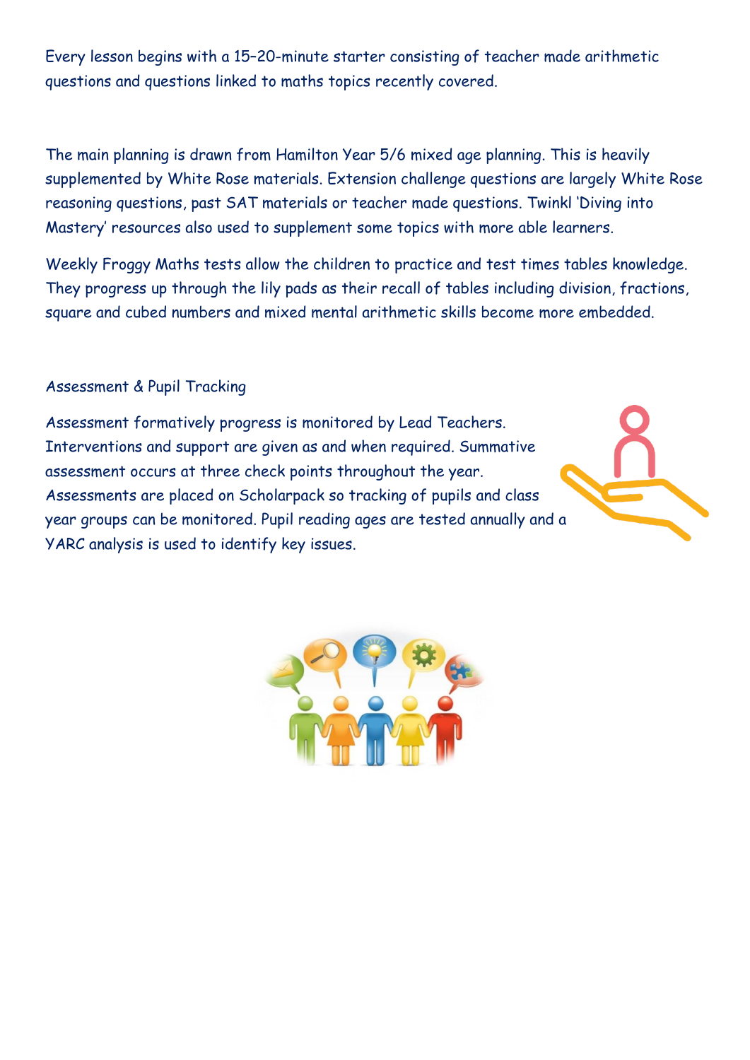Every lesson begins with a 15–20-minute starter consisting of teacher made arithmetic questions and questions linked to maths topics recently covered.

The main planning is drawn from Hamilton Year 5/6 mixed age planning. This is heavily supplemented by White Rose materials. Extension challenge questions are largely White Rose reasoning questions, past SAT materials or teacher made questions. Twinkl 'Diving into Mastery' resources also used to supplement some topics with more able learners.

Weekly Froggy Maths tests allow the children to practice and test times tables knowledge. They progress up through the lily pads as their recall of tables including division, fractions, square and cubed numbers and mixed mental arithmetic skills become more embedded.

## Assessment & Pupil Tracking

Assessment formatively progress is monitored by Lead Teachers. Interventions and support are given as and when required. Summative assessment occurs at three check points throughout the year. Assessments are placed on Scholarpack so tracking of pupils and class year groups can be monitored. Pupil reading ages are tested annually and a YARC analysis is used to identify key issues.